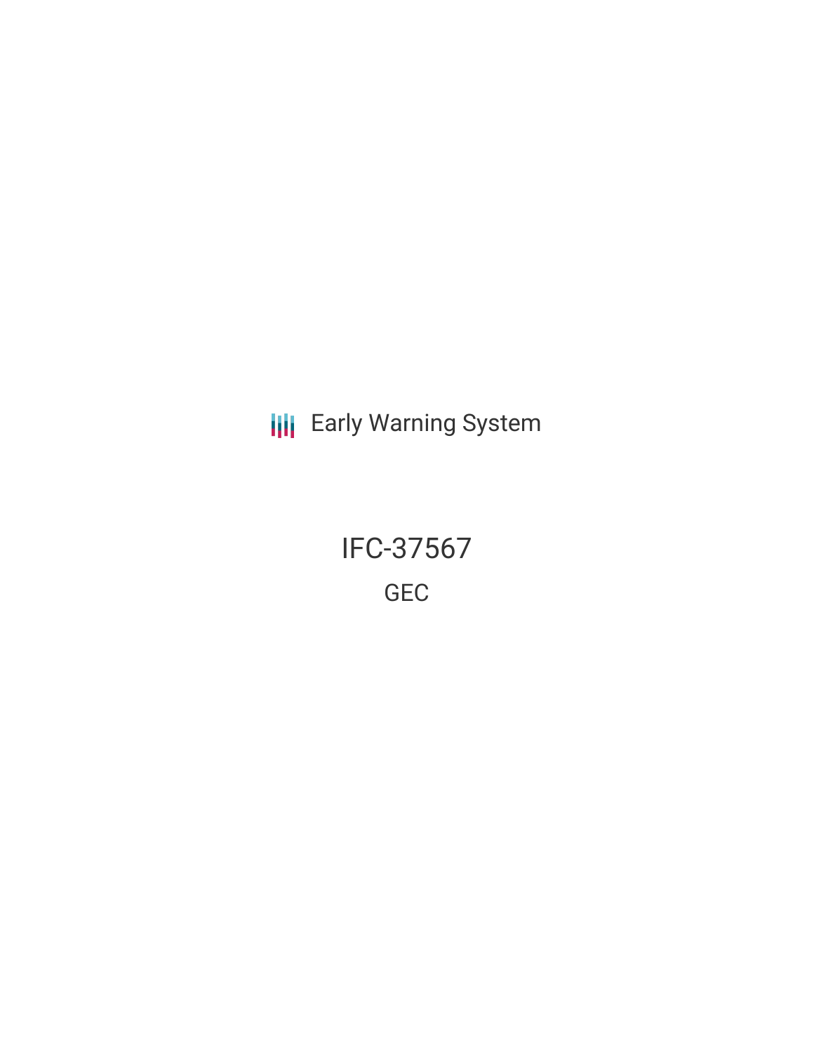Early Warning System

# IFC-37567

GEC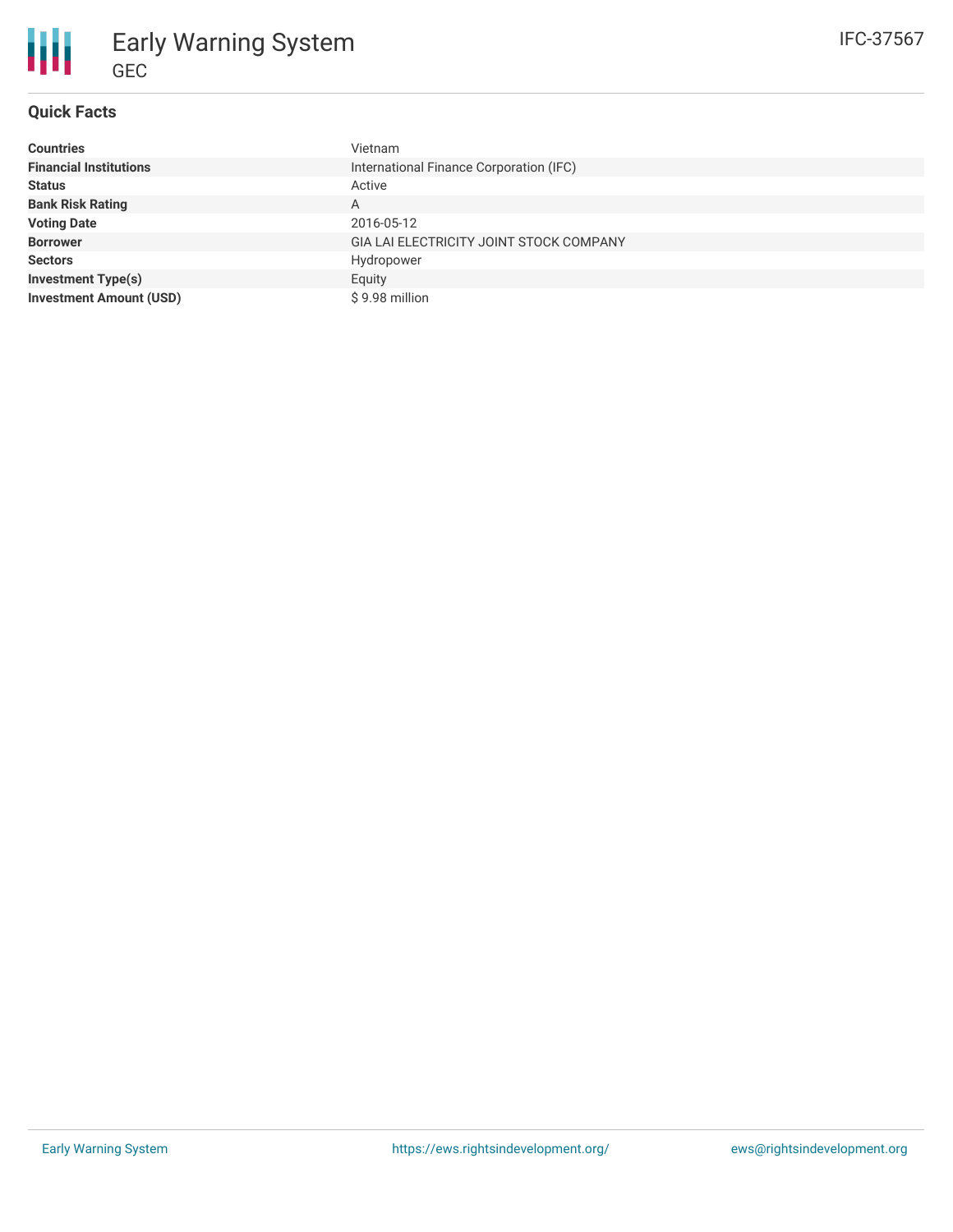# Early Warning System

GEC

IFC-37567

## Quick Facts

| | |
|---|---|
| **Countries** | Vietnam |
| **Financial Institutions** | International Finance Corporation (IFC) |
| **Status** | Active |
| **Bank Risk Rating** | A |
| **Voting Date** | 2016-05-12 |
| **Borrower** | GIA LAI ELECTRICITY JOINT STOCK COMPANY |
| **Sectors** | Hydropower |
| **Investment Type(s)** | Equity |
| **Investment Amount (USD)** | $ 9.98 million |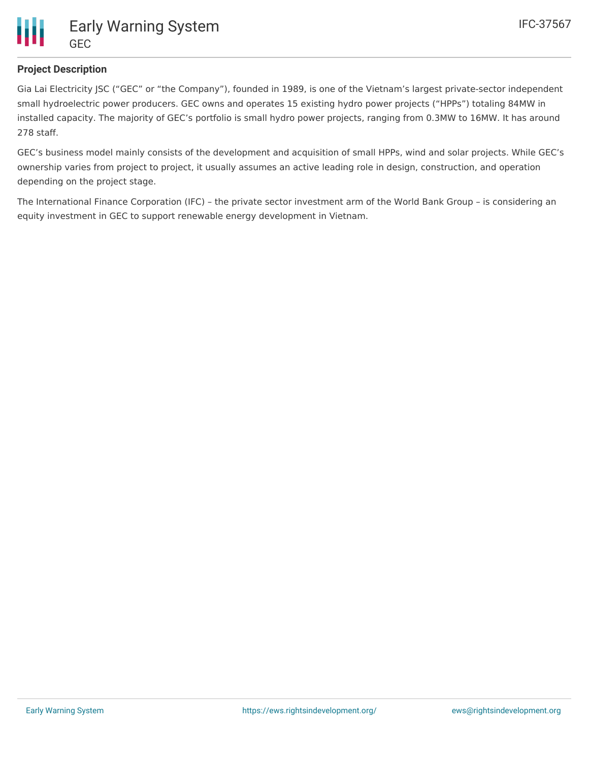## Project Description

Gia Lai Electricity JSC ("GEC" or "the Company"), founded in 1989, is one of the Vietnam's largest private-sector independent small hydroelectric power producers. GEC owns and operates 15 existing hydro power projects ("HPPs") totaling 84MW in installed capacity. The majority of GEC's portfolio is small hydro power projects, ranging from 0.3MW to 16MW. It has around 278 staff.

GEC's business model mainly consists of the development and acquisition of small HPPs, wind and solar projects. While GEC's ownership varies from project to project, it usually assumes an active leading role in design, construction, and operation depending on the project stage.

The International Finance Corporation (IFC) – the private sector investment arm of the World Bank Group – is considering an equity investment in GEC to support renewable energy development in Vietnam.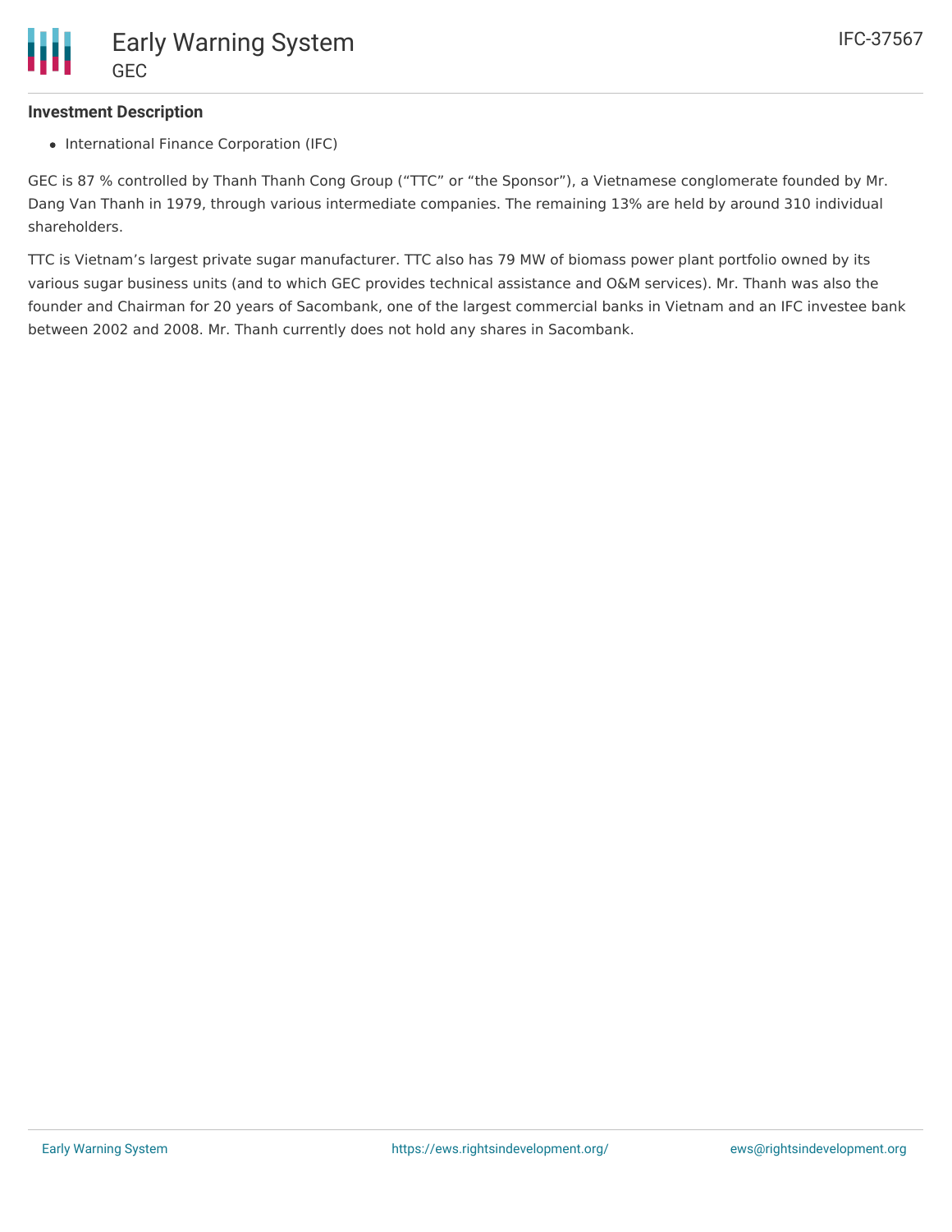### Investment Description

- International Finance Corporation (IFC)

GEC is 87 % controlled by Thanh Thanh Cong Group ("TTC" or "the Sponsor"), a Vietnamese conglomerate founded by Mr. Dang Van Thanh in 1979, through various intermediate companies. The remaining 13% are held by around 310 individual shareholders.

TTC is Vietnam's largest private sugar manufacturer. TTC also has 79 MW of biomass power plant portfolio owned by its various sugar business units (and to which GEC provides technical assistance and O&M services). Mr. Thanh was also the founder and Chairman for 20 years of Sacombank, one of the largest commercial banks in Vietnam and an IFC investee bank between 2002 and 2008. Mr. Thanh currently does not hold any shares in Sacombank.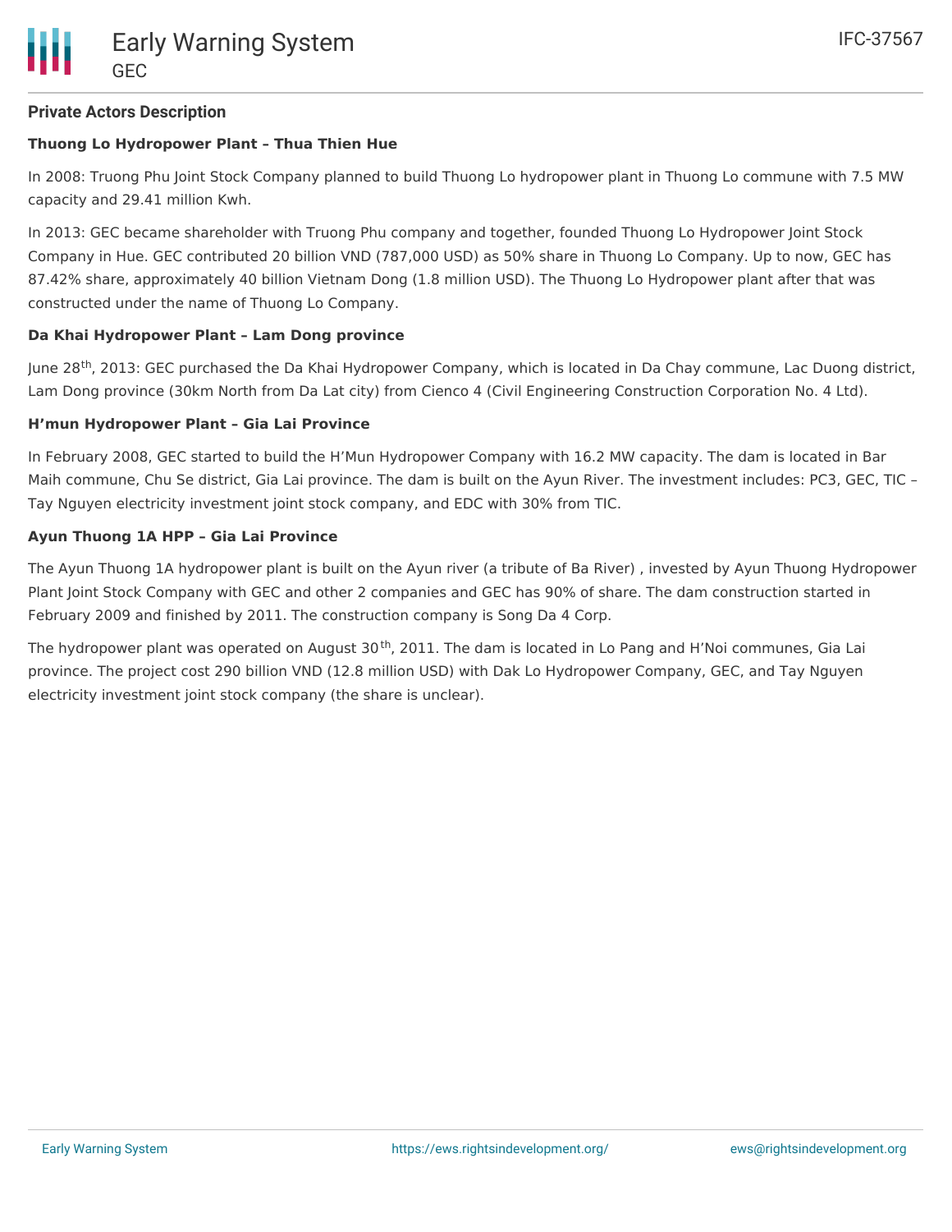## Private Actors Description

**Thuong Lo Hydropower Plant – Thua Thien Hue**

In 2008: Truong Phu Joint Stock Company planned to build Thuong Lo hydropower plant in Thuong Lo commune with 7.5 MW capacity and 29.41 million Kwh.

In 2013: GEC became shareholder with Truong Phu company and together, founded Thuong Lo Hydropower Joint Stock Company in Hue. GEC contributed 20 billion VND (787,000 USD) as 50% share in Thuong Lo Company. Up to now, GEC has 87.42% share, approximately 40 billion Vietnam Dong (1.8 million USD). The Thuong Lo Hydropower plant after that was constructed under the name of Thuong Lo Company.

**Da Khai Hydropower Plant – Lam Dong province**

June 28th, 2013: GEC purchased the Da Khai Hydropower Company, which is located in Da Chay commune, Lac Duong district, Lam Dong province (30km North from Da Lat city) from Cienco 4 (Civil Engineering Construction Corporation No. 4 Ltd).

**H'mun Hydropower Plant – Gia Lai Province**

In February 2008, GEC started to build the H'Mun Hydropower Company with 16.2 MW capacity. The dam is located in Bar Maih commune, Chu Se district, Gia Lai province. The dam is built on the Ayun River. The investment includes: PC3, GEC, TIC – Tay Nguyen electricity investment joint stock company, and EDC with 30% from TIC.

**Ayun Thuong 1A HPP – Gia Lai Province**

The Ayun Thuong 1A hydropower plant is built on the Ayun river (a tribute of Ba River) , invested by Ayun Thuong Hydropower Plant Joint Stock Company with GEC and other 2 companies and GEC has 90% of share. The dam construction started in February 2009 and finished by 2011. The construction company is Song Da 4 Corp.

The hydropower plant was operated on August 30th, 2011. The dam is located in Lo Pang and H'Noi communes, Gia Lai province. The project cost 290 billion VND (12.8 million USD) with Dak Lo Hydropower Company, GEC, and Tay Nguyen electricity investment joint stock company (the share is unclear).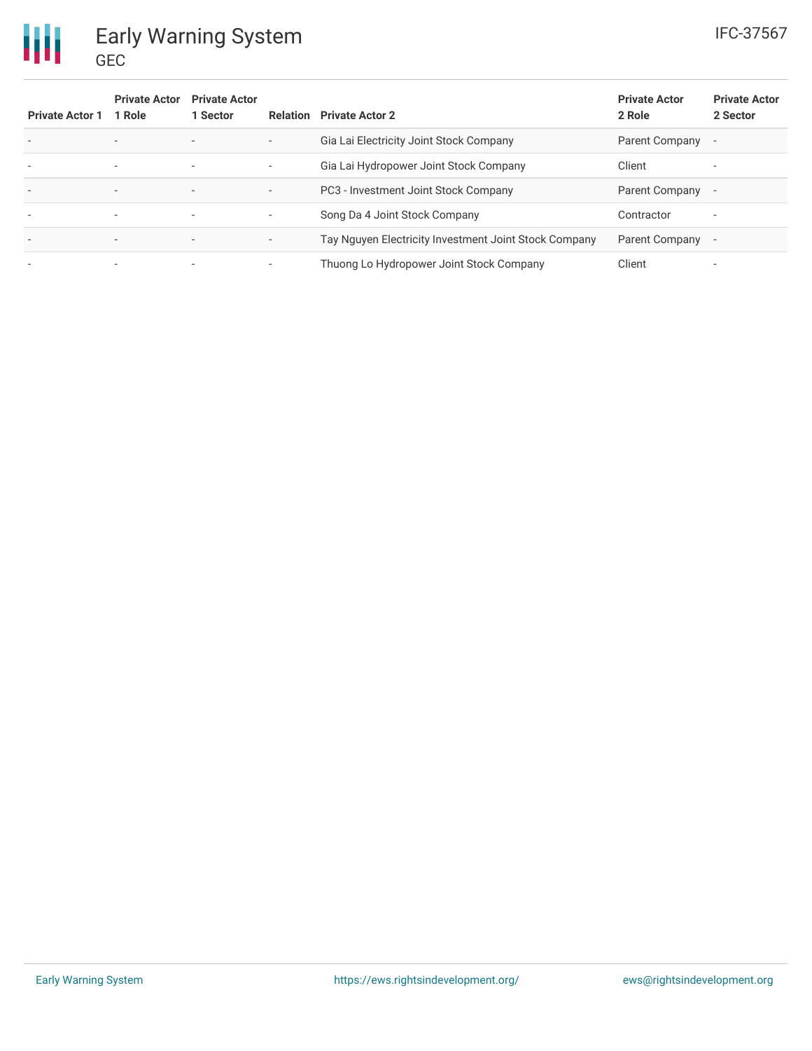| Private Actor 1 | Private Actor 1 Role | Private Actor 1 Sector | Relation | Private Actor 2 | Private Actor 2 Role | Private Actor 2 Sector |
|---|---|---|---|---|---|---|
| - | - | - | - | Gia Lai Electricity Joint Stock Company | Parent Company | - |
| - | - | - | - | Gia Lai Hydropower Joint Stock Company | Client | - |
| - | - | - | - | PC3 - Investment Joint Stock Company | Parent Company | - |
| - | - | - | - | Song Da 4 Joint Stock Company | Contractor | - |
| - | - | - | - | Tay Nguyen Electricity Investment Joint Stock Company | Parent Company | - |
| - | - | - | - | Thuong Lo Hydropower Joint Stock Company | Client | - |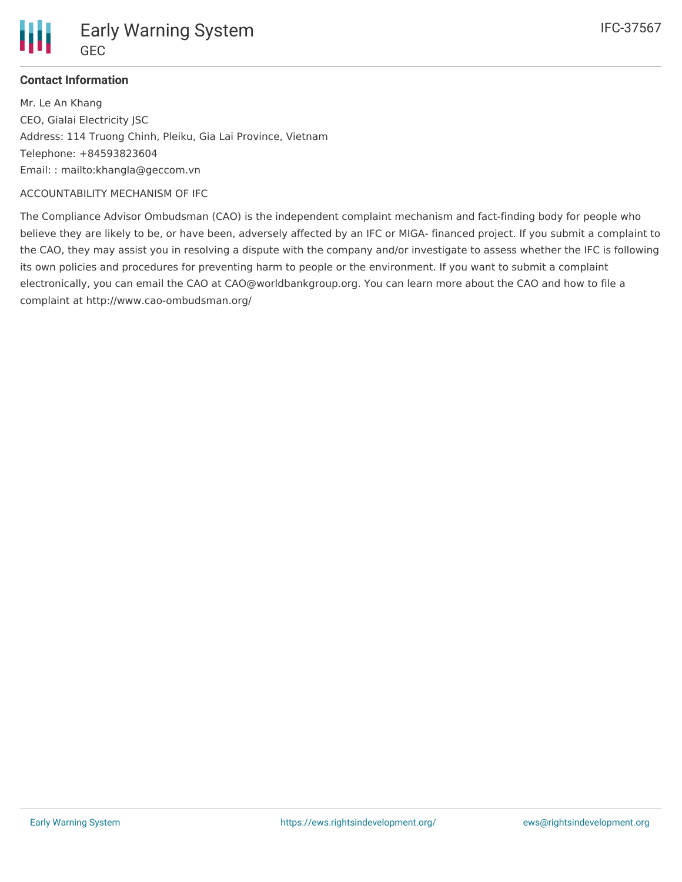**Contact Information**

Mr. Le An Khang
CEO, Gialai Electricity JSC
Address: 114 Truong Chinh, Pleiku, Gia Lai Province, Vietnam
Telephone: +84593823604
Email: : mailto:khangla@geccom.vn

ACCOUNTABILITY MECHANISM OF IFC

The Compliance Advisor Ombudsman (CAO) is the independent complaint mechanism and fact-finding body for people who believe they are likely to be, or have been, adversely affected by an IFC or MIGA- financed project. If you submit a complaint to the CAO, they may assist you in resolving a dispute with the company and/or investigate to assess whether the IFC is following its own policies and procedures for preventing harm to people or the environment. If you want to submit a complaint electronically, you can email the CAO at CAO@worldbankgroup.org. You can learn more about the CAO and how to file a complaint at http://www.cao-ombudsman.org/